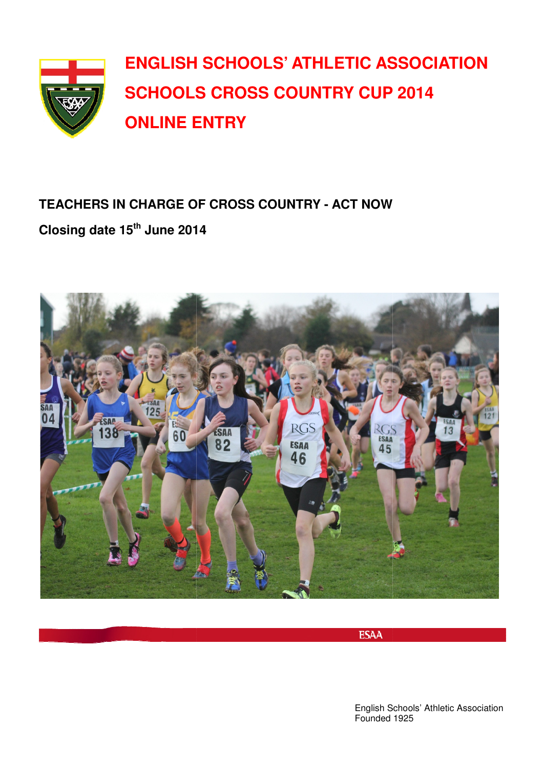# ENGLISH SCHOOLS' ATHLETIC ASSOCIATION
# SCHOOLS CROSS COUNTRY CUP 2014
# ONLINE ENTRY

**TEACHERS IN CHARGE OF CROSS COUNTRY - ACT NOW**

**Closing date 15th June 2014**

ESAA

English Schools' Athletic Association
Founded 1925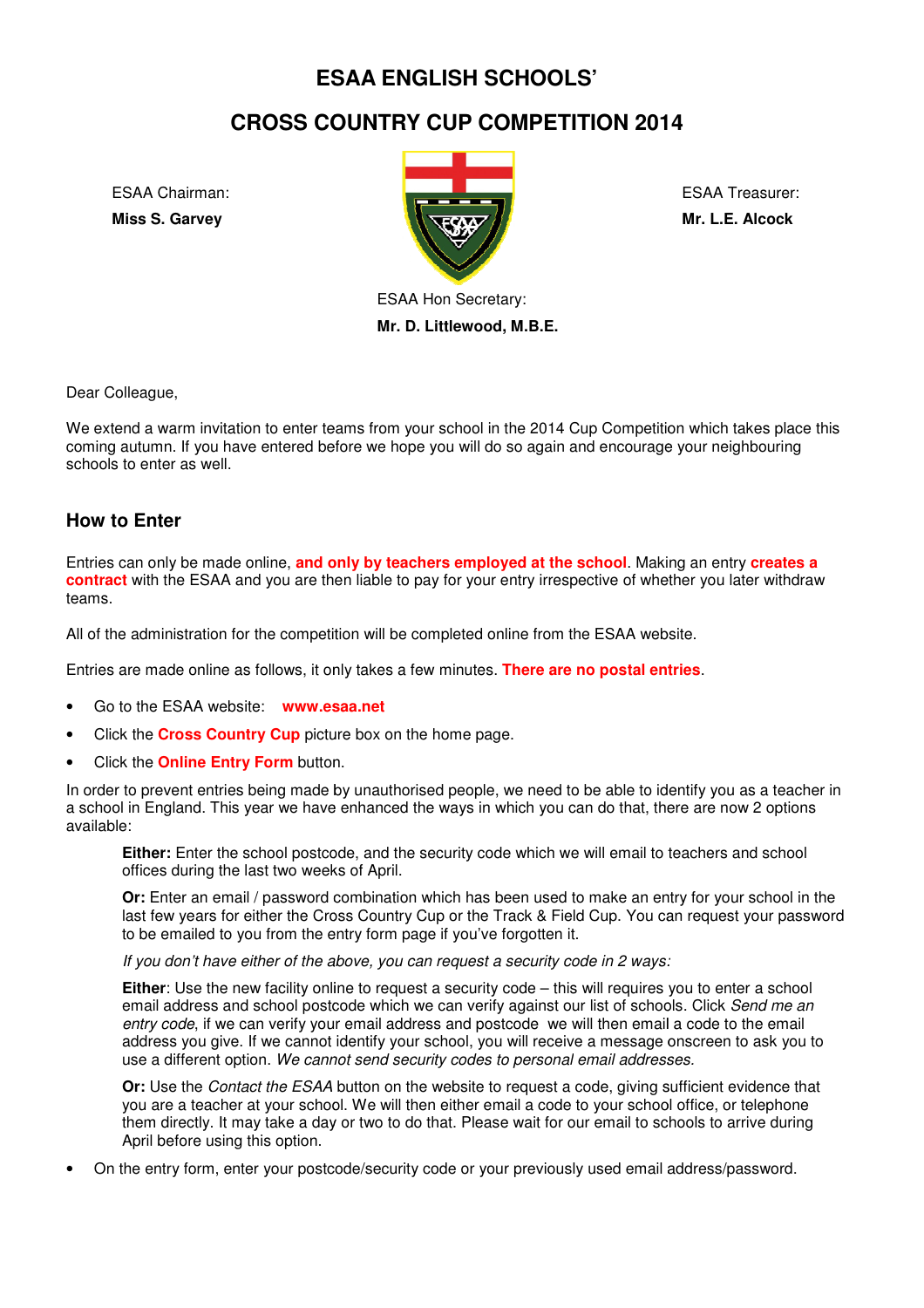# ESAA ENGLISH SCHOOLS'

# CROSS COUNTRY CUP COMPETITION 2014

ESAA Chairman:
**Miss S. Garvey**

ESAA Treasurer:
**Mr. L.E. Alcock**

ESAA Hon Secretary:
**Mr. D. Littlewood, M.B.E.**

Dear Colleague,

We extend a warm invitation to enter teams from your school in the 2014 Cup Competition which takes place this coming autumn. If you have entered before we hope you will do so again and encourage your neighbouring schools to enter as well.

## How to Enter

Entries can only be made online, **and only by teachers employed at the school**. Making an entry **creates a contract** with the ESAA and you are then liable to pay for your entry irrespective of whether you later withdraw teams.

All of the administration for the competition will be completed online from the ESAA website.

Entries are made online as follows, it only takes a few minutes. **There are no postal entries**.

- Go to the ESAA website: **www.esaa.net**
- Click the **Cross Country Cup** picture box on the home page.
- Click the **Online Entry Form** button.

In order to prevent entries being made by unauthorised people, we need to be able to identify you as a teacher in a school in England. This year we have enhanced the ways in which you can do that, there are now 2 options available:

> **Either:** Enter the school postcode, and the security code which we will email to teachers and school offices during the last two weeks of April.
>
> **Or:** Enter an email / password combination which has been used to make an entry for your school in the last few years for either the Cross Country Cup or the Track & Field Cup. You can request your password to be emailed to you from the entry form page if you've forgotten it.
>
> *If you don't have either of the above, you can request a security code in 2 ways:*
>
> **Either**: Use the new facility online to request a security code – this will requires you to enter a school email address and school postcode which we can verify against our list of schools. Click *Send me an entry code*, if we can verify your email address and postcode we will then email a code to the email address you give. If we cannot identify your school, you will receive a message onscreen to ask you to use a different option. *We cannot send security codes to personal email addresses.*
>
> **Or:** Use the *Contact the ESAA* button on the website to request a code, giving sufficient evidence that you are a teacher at your school. We will then either email a code to your school office, or telephone them directly. It may take a day or two to do that. Please wait for our email to schools to arrive during April before using this option.

- On the entry form, enter your postcode/security code or your previously used email address/password.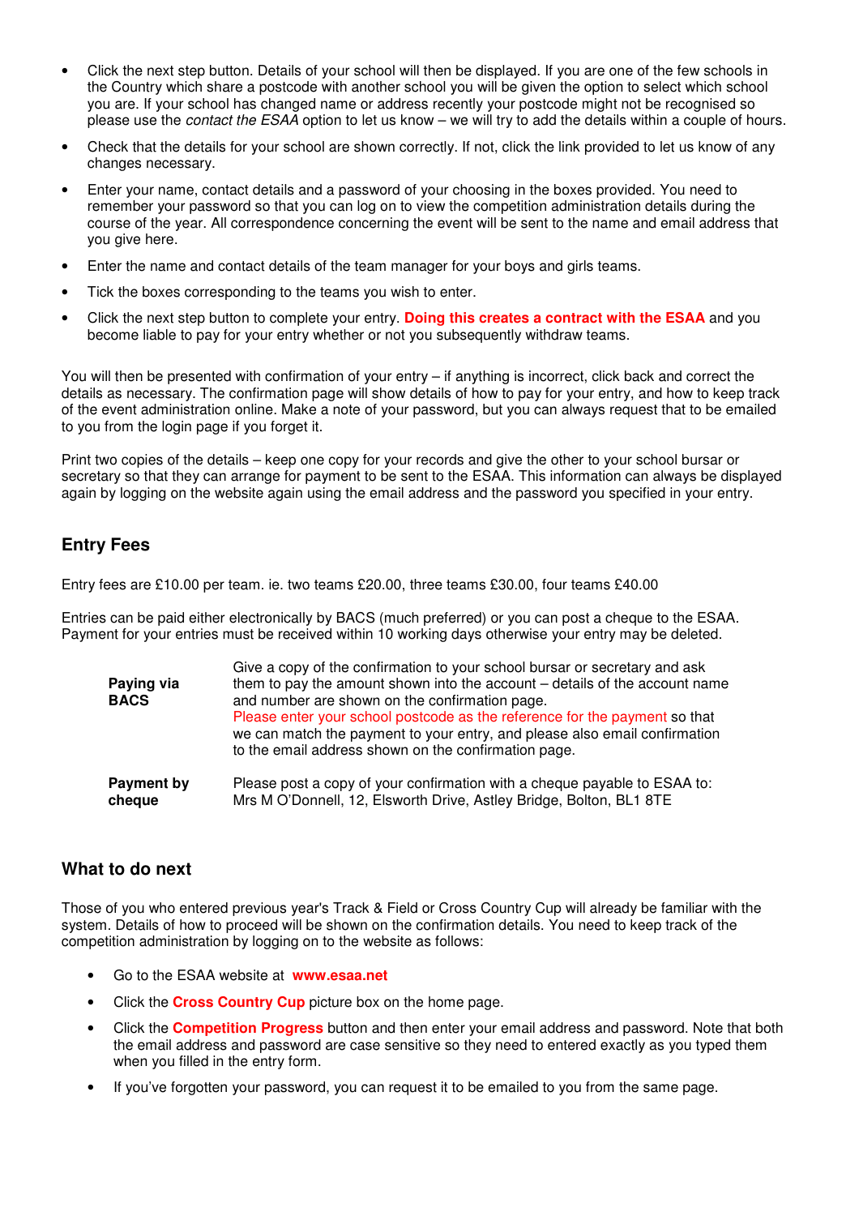- Click the next step button. Details of your school will then be displayed. If you are one of the few schools in the Country which share a postcode with another school you will be given the option to select which school you are. If your school has changed name or address recently your postcode might not be recognised so please use the *contact the ESAA* option to let us know – we will try to add the details within a couple of hours.
- Check that the details for your school are shown correctly. If not, click the link provided to let us know of any changes necessary.
- Enter your name, contact details and a password of your choosing in the boxes provided. You need to remember your password so that you can log on to view the competition administration details during the course of the year. All correspondence concerning the event will be sent to the name and email address that you give here.
- Enter the name and contact details of the team manager for your boys and girls teams.
- Tick the boxes corresponding to the teams you wish to enter.
- Click the next step button to complete your entry. **Doing this creates a contract with the ESAA** and you become liable to pay for your entry whether or not you subsequently withdraw teams.

You will then be presented with confirmation of your entry – if anything is incorrect, click back and correct the details as necessary. The confirmation page will show details of how to pay for your entry, and how to keep track of the event administration online. Make a note of your password, but you can always request that to be emailed to you from the login page if you forget it.

Print two copies of the details – keep one copy for your records and give the other to your school bursar or secretary so that they can arrange for payment to be sent to the ESAA. This information can always be displayed again by logging on the website again using the email address and the password you specified in your entry.

## Entry Fees

Entry fees are £10.00 per team. ie. two teams £20.00, three teams £30.00, four teams £40.00

Entries can be paid either electronically by BACS (much preferred) or you can post a cheque to the ESAA. Payment for your entries must be received within 10 working days otherwise your entry may be deleted.

| | |
|---|---|
| **Paying via BACS** | Give a copy of the confirmation to your school bursar or secretary and ask them to pay the amount shown into the account – details of the account name and number are shown on the confirmation page. Please enter your school postcode as the reference for the payment so that we can match the payment to your entry, and please also email confirmation to the email address shown on the confirmation page. |
| **Payment by cheque** | Please post a copy of your confirmation with a cheque payable to ESAA to: Mrs M O'Donnell, 12, Elsworth Drive, Astley Bridge, Bolton, BL1 8TE |

## What to do next

Those of you who entered previous year's Track & Field or Cross Country Cup will already be familiar with the system. Details of how to proceed will be shown on the confirmation details. You need to keep track of the competition administration by logging on to the website as follows:

- Go to the ESAA website at **www.esaa.net**
- Click the **Cross Country Cup** picture box on the home page.
- Click the **Competition Progress** button and then enter your email address and password. Note that both the email address and password are case sensitive so they need to entered exactly as you typed them when you filled in the entry form.
- If you've forgotten your password, you can request it to be emailed to you from the same page.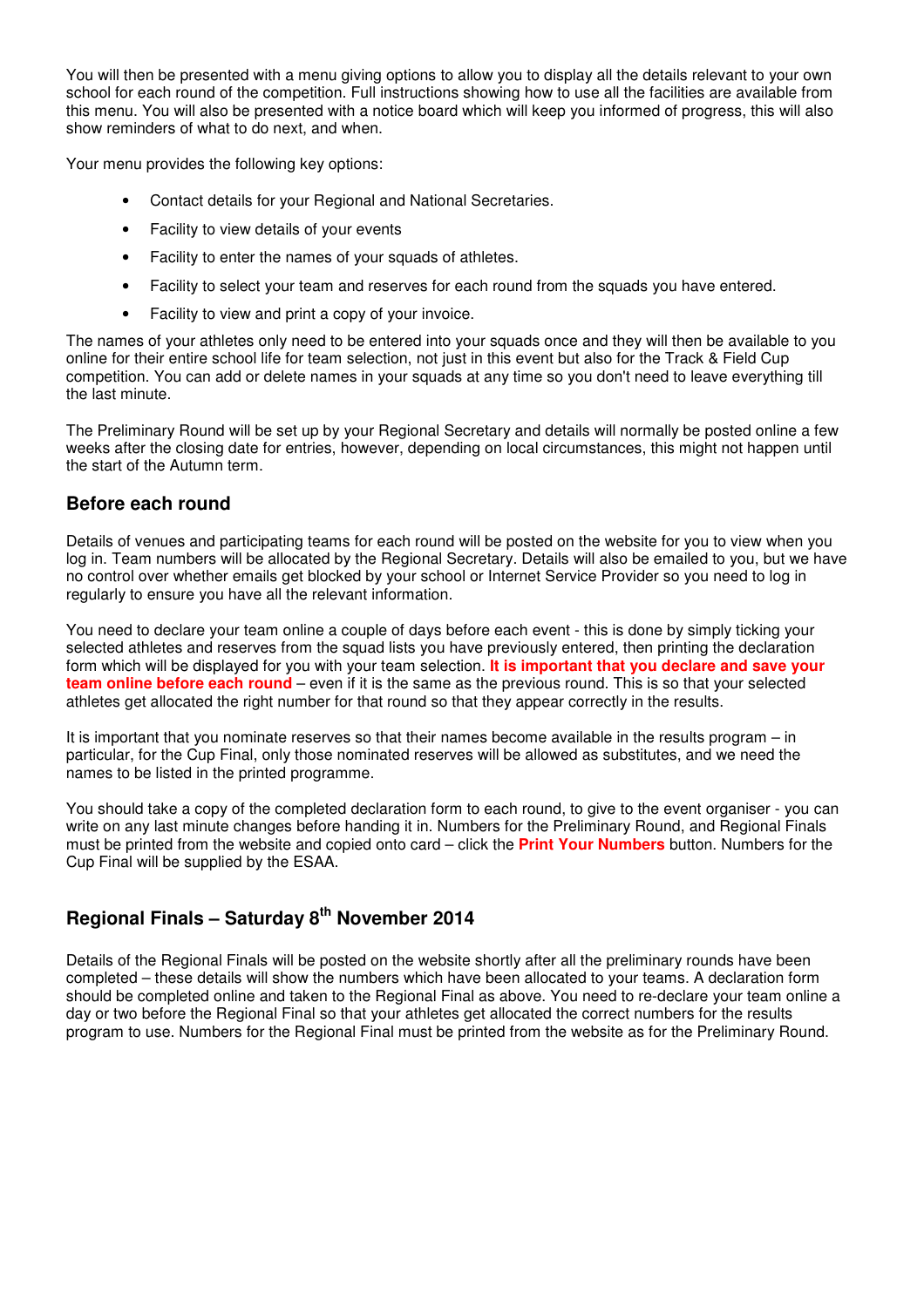You will then be presented with a menu giving options to allow you to display all the details relevant to your own school for each round of the competition. Full instructions showing how to use all the facilities are available from this menu. You will also be presented with a notice board which will keep you informed of progress, this will also show reminders of what to do next, and when.

Your menu provides the following key options:

- Contact details for your Regional and National Secretaries.
- Facility to view details of your events
- Facility to enter the names of your squads of athletes.
- Facility to select your team and reserves for each round from the squads you have entered.
- Facility to view and print a copy of your invoice.

The names of your athletes only need to be entered into your squads once and they will then be available to you online for their entire school life for team selection, not just in this event but also for the Track & Field Cup competition. You can add or delete names in your squads at any time so you don't need to leave everything till the last minute.

The Preliminary Round will be set up by your Regional Secretary and details will normally be posted online a few weeks after the closing date for entries, however, depending on local circumstances, this might not happen until the start of the Autumn term.

### Before each round

Details of venues and participating teams for each round will be posted on the website for you to view when you log in. Team numbers will be allocated by the Regional Secretary. Details will also be emailed to you, but we have no control over whether emails get blocked by your school or Internet Service Provider so you need to log in regularly to ensure you have all the relevant information.

You need to declare your team online a couple of days before each event - this is done by simply ticking your selected athletes and reserves from the squad lists you have previously entered, then printing the declaration form which will be displayed for you with your team selection. **It is important that you declare and save your team online before each round** – even if it is the same as the previous round. This is so that your selected athletes get allocated the right number for that round so that they appear correctly in the results.

It is important that you nominate reserves so that their names become available in the results program – in particular, for the Cup Final, only those nominated reserves will be allowed as substitutes, and we need the names to be listed in the printed programme.

You should take a copy of the completed declaration form to each round, to give to the event organiser - you can write on any last minute changes before handing it in. Numbers for the Preliminary Round, and Regional Finals must be printed from the website and copied onto card – click the **Print Your Numbers** button. Numbers for the Cup Final will be supplied by the ESAA.

### Regional Finals – Saturday 8th November 2014

Details of the Regional Finals will be posted on the website shortly after all the preliminary rounds have been completed – these details will show the numbers which have been allocated to your teams. A declaration form should be completed online and taken to the Regional Final as above. You need to re-declare your team online a day or two before the Regional Final so that your athletes get allocated the correct numbers for the results program to use. Numbers for the Regional Final must be printed from the website as for the Preliminary Round.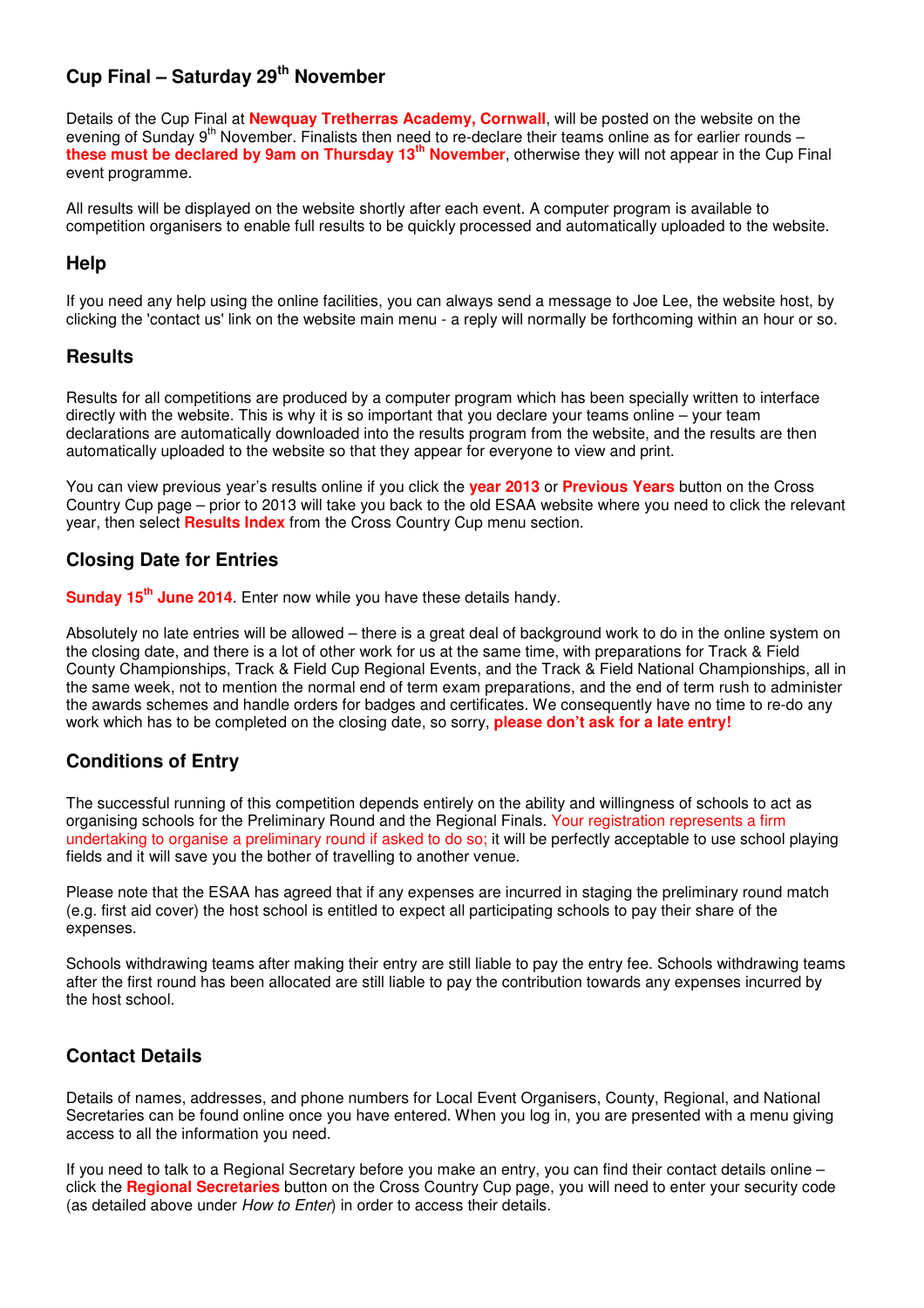## Cup Final – Saturday 29th November

Details of the Cup Final at **Newquay Tretherras Academy, Cornwall**, will be posted on the website on the evening of Sunday 9th November. Finalists then need to re-declare their teams online as for earlier rounds – **these must be declared by 9am on Thursday 13th November**, otherwise they will not appear in the Cup Final event programme.

All results will be displayed on the website shortly after each event. A computer program is available to competition organisers to enable full results to be quickly processed and automatically uploaded to the website.

## Help

If you need any help using the online facilities, you can always send a message to Joe Lee, the website host, by clicking the 'contact us' link on the website main menu - a reply will normally be forthcoming within an hour or so.

## Results

Results for all competitions are produced by a computer program which has been specially written to interface directly with the website. This is why it is so important that you declare your teams online – your team declarations are automatically downloaded into the results program from the website, and the results are then automatically uploaded to the website so that they appear for everyone to view and print.

You can view previous year's results online if you click the **year 2013** or **Previous Years** button on the Cross Country Cup page – prior to 2013 will take you back to the old ESAA website where you need to click the relevant year, then select **Results Index** from the Cross Country Cup menu section.

## Closing Date for Entries

**Sunday 15th June 2014**. Enter now while you have these details handy.

Absolutely no late entries will be allowed – there is a great deal of background work to do in the online system on the closing date, and there is a lot of other work for us at the same time, with preparations for Track & Field County Championships, Track & Field Cup Regional Events, and the Track & Field National Championships, all in the same week, not to mention the normal end of term exam preparations, and the end of term rush to administer the awards schemes and handle orders for badges and certificates. We consequently have no time to re-do any work which has to be completed on the closing date, so sorry, **please don't ask for a late entry!**

## Conditions of Entry

The successful running of this competition depends entirely on the ability and willingness of schools to act as organising schools for the Preliminary Round and the Regional Finals. Your registration represents a firm undertaking to organise a preliminary round if asked to do so; it will be perfectly acceptable to use school playing fields and it will save you the bother of travelling to another venue.

Please note that the ESAA has agreed that if any expenses are incurred in staging the preliminary round match (e.g. first aid cover) the host school is entitled to expect all participating schools to pay their share of the expenses.

Schools withdrawing teams after making their entry are still liable to pay the entry fee. Schools withdrawing teams after the first round has been allocated are still liable to pay the contribution towards any expenses incurred by the host school.

## Contact Details

Details of names, addresses, and phone numbers for Local Event Organisers, County, Regional, and National Secretaries can be found online once you have entered. When you log in, you are presented with a menu giving access to all the information you need.

If you need to talk to a Regional Secretary before you make an entry, you can find their contact details online – click the **Regional Secretaries** button on the Cross Country Cup page, you will need to enter your security code (as detailed above under *How to Enter*) in order to access their details.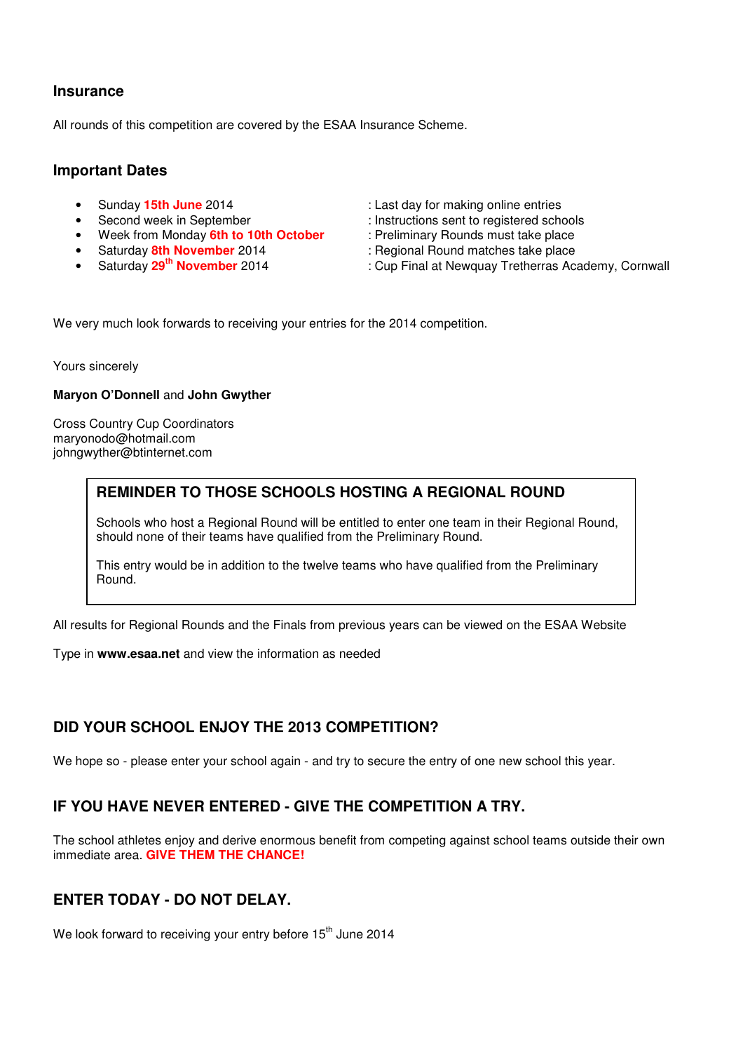## Insurance

All rounds of this competition are covered by the ESAA Insurance Scheme.

## Important Dates

- Sunday **15th June** 2014 : Last day for making online entries
- Second week in September : Instructions sent to registered schools
- Week from Monday **6th to 10th October** : Preliminary Rounds must take place
- Saturday **8th November** 2014 : Regional Round matches take place
- Saturday **29th November** 2014 : Cup Final at Newquay Tretherras Academy, Cornwall

We very much look forwards to receiving your entries for the 2014 competition.

Yours sincerely

**Maryon O'Donnell** and **John Gwyther**

Cross Country Cup Coordinators
maryonodo@hotmail.com
johngwyther@btinternet.com

> **REMINDER TO THOSE SCHOOLS HOSTING A REGIONAL ROUND**
>
> Schools who host a Regional Round will be entitled to enter one team in their Regional Round, should none of their teams have qualified from the Preliminary Round.
>
> This entry would be in addition to the twelve teams who have qualified from the Preliminary Round.

All results for Regional Rounds and the Finals from previous years can be viewed on the ESAA Website

Type in **www.esaa.net** and view the information as needed

## DID YOUR SCHOOL ENJOY THE 2013 COMPETITION?

We hope so - please enter your school again - and try to secure the entry of one new school this year.

## IF YOU HAVE NEVER ENTERED - GIVE THE COMPETITION A TRY.

The school athletes enjoy and derive enormous benefit from competing against school teams outside their own immediate area. **GIVE THEM THE CHANCE!**

## ENTER TODAY - DO NOT DELAY.

We look forward to receiving your entry before 15th June 2014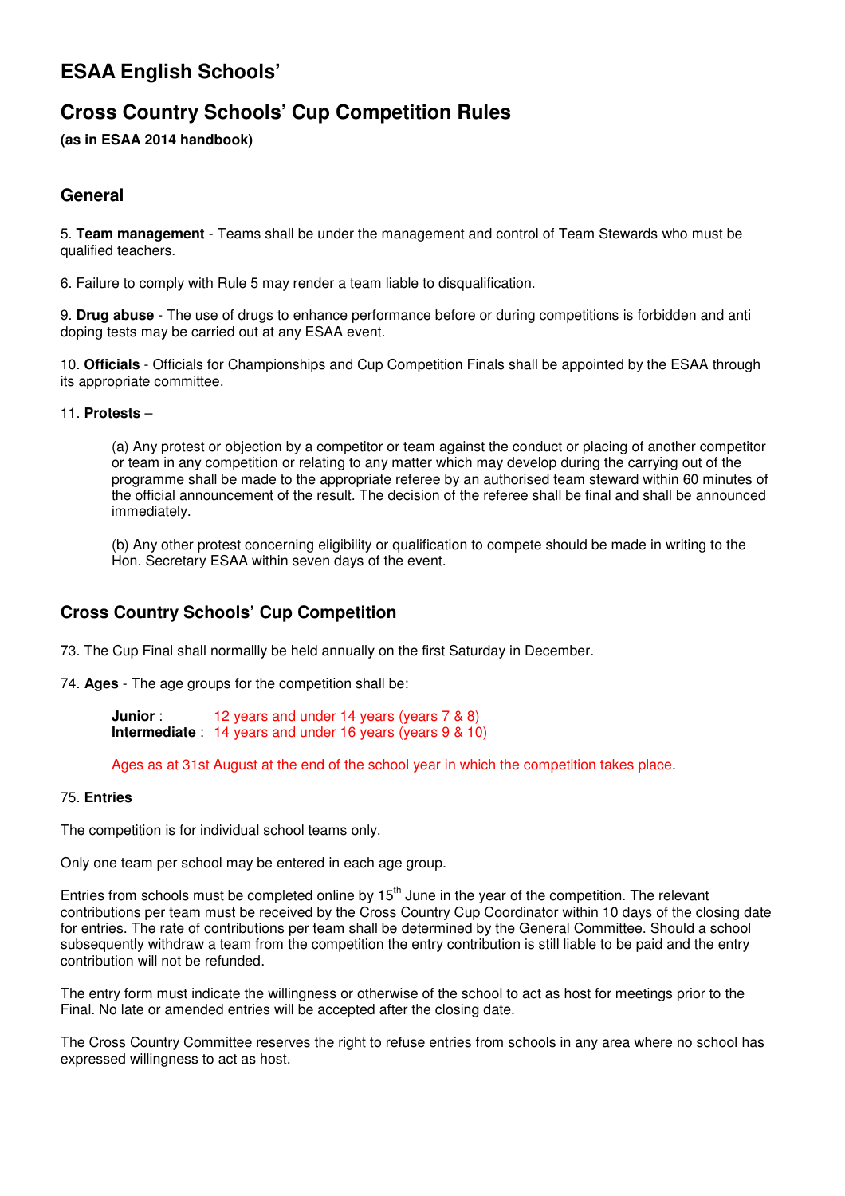# ESAA English Schools'

# Cross Country Schools' Cup Competition Rules

**(as in ESAA 2014 handbook)**

## General

5. **Team management** - Teams shall be under the management and control of Team Stewards who must be qualified teachers.

6. Failure to comply with Rule 5 may render a team liable to disqualification.

9. **Drug abuse** - The use of drugs to enhance performance before or during competitions is forbidden and anti doping tests may be carried out at any ESAA event.

10. **Officials** - Officials for Championships and Cup Competition Finals shall be appointed by the ESAA through its appropriate committee.

11. **Protests** –

> (a) Any protest or objection by a competitor or team against the conduct or placing of another competitor or team in any competition or relating to any matter which may develop during the carrying out of the programme shall be made to the appropriate referee by an authorised team steward within 60 minutes of the official announcement of the result. The decision of the referee shall be final and shall be announced immediately.
>
> (b) Any other protest concerning eligibility or qualification to compete should be made in writing to the Hon. Secretary ESAA within seven days of the event.

## Cross Country Schools' Cup Competition

73. The Cup Final shall normallly be held annually on the first Saturday in December.

74. **Ages** - The age groups for the competition shall be:

> **Junior** : 12 years and under 14 years (years 7 & 8)
> **Intermediate** : 14 years and under 16 years (years 9 & 10)
>
> Ages as at 31st August at the end of the school year in which the competition takes place.

75. **Entries**

The competition is for individual school teams only.

Only one team per school may be entered in each age group.

Entries from schools must be completed online by 15th June in the year of the competition. The relevant contributions per team must be received by the Cross Country Cup Coordinator within 10 days of the closing date for entries. The rate of contributions per team shall be determined by the General Committee. Should a school subsequently withdraw a team from the competition the entry contribution is still liable to be paid and the entry contribution will not be refunded.

The entry form must indicate the willingness or otherwise of the school to act as host for meetings prior to the Final. No late or amended entries will be accepted after the closing date.

The Cross Country Committee reserves the right to refuse entries from schools in any area where no school has expressed willingness to act as host.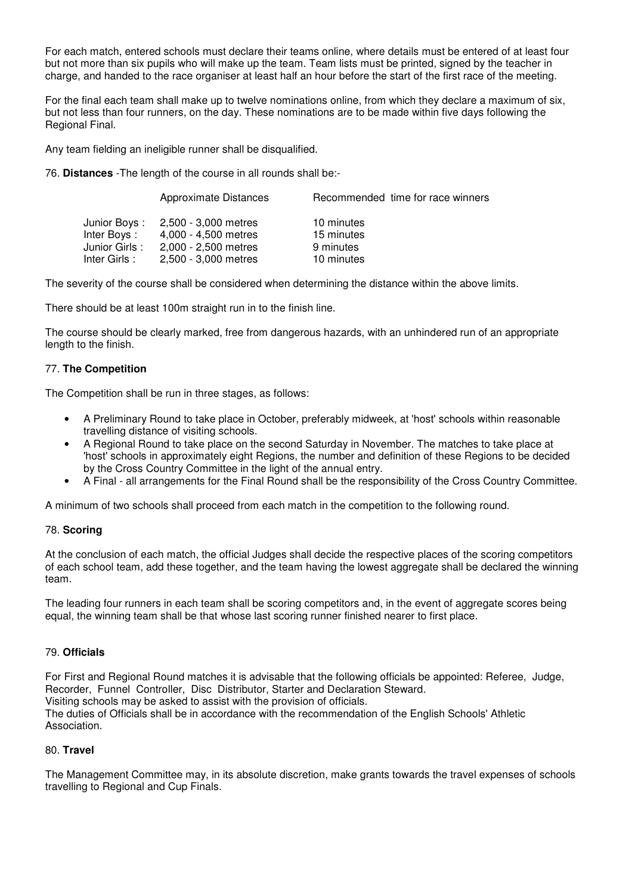For each match, entered schools must declare their teams online, where details must be entered of at least four but not more than six pupils who will make up the team. Team lists must be printed, signed by the teacher in charge, and handed to the race organiser at least half an hour before the start of the first race of the meeting.

For the final each team shall make up to twelve nominations online, from which they declare a maximum of six, but not less than four runners, on the day. These nominations are to be made within five days following the Regional Final.

Any team fielding an ineligible runner shall be disqualified.

76. **Distances** -The length of the course in all rounds shall be:-

| | Approximate Distances | Recommended time for race winners |
|---|---|---|
| Junior Boys : | 2,500 - 3,000 metres | 10 minutes |
| Inter Boys : | 4,000 - 4,500 metres | 15 minutes |
| Junior Girls : | 2,000 - 2,500 metres | 9 minutes |
| Inter Girls : | 2,500 - 3,000 metres | 10 minutes |

The severity of the course shall be considered when determining the distance within the above limits.

There should be at least 100m straight run in to the finish line.

The course should be clearly marked, free from dangerous hazards, with an unhindered run of an appropriate length to the finish.

77. **The Competition**

The Competition shall be run in three stages, as follows:

- A Preliminary Round to take place in October, preferably midweek, at 'host' schools within reasonable travelling distance of visiting schools.
- A Regional Round to take place on the second Saturday in November. The matches to take place at 'host' schools in approximately eight Regions, the number and definition of these Regions to be decided by the Cross Country Committee in the light of the annual entry.
- A Final - all arrangements for the Final Round shall be the responsibility of the Cross Country Committee.

A minimum of two schools shall proceed from each match in the competition to the following round.

78. **Scoring**

At the conclusion of each match, the official Judges shall decide the respective places of the scoring competitors of each school team, add these together, and the team having the lowest aggregate shall be declared the winning team.

The leading four runners in each team shall be scoring competitors and, in the event of aggregate scores being equal, the winning team shall be that whose last scoring runner finished nearer to first place.

79. **Officials**

For First and Regional Round matches it is advisable that the following officials be appointed: Referee, Judge, Recorder, Funnel Controller, Disc Distributor, Starter and Declaration Steward.
Visiting schools may be asked to assist with the provision of officials.
The duties of Officials shall be in accordance with the recommendation of the English Schools' Athletic Association.

80. **Travel**

The Management Committee may, in its absolute discretion, make grants towards the travel expenses of schools travelling to Regional and Cup Finals.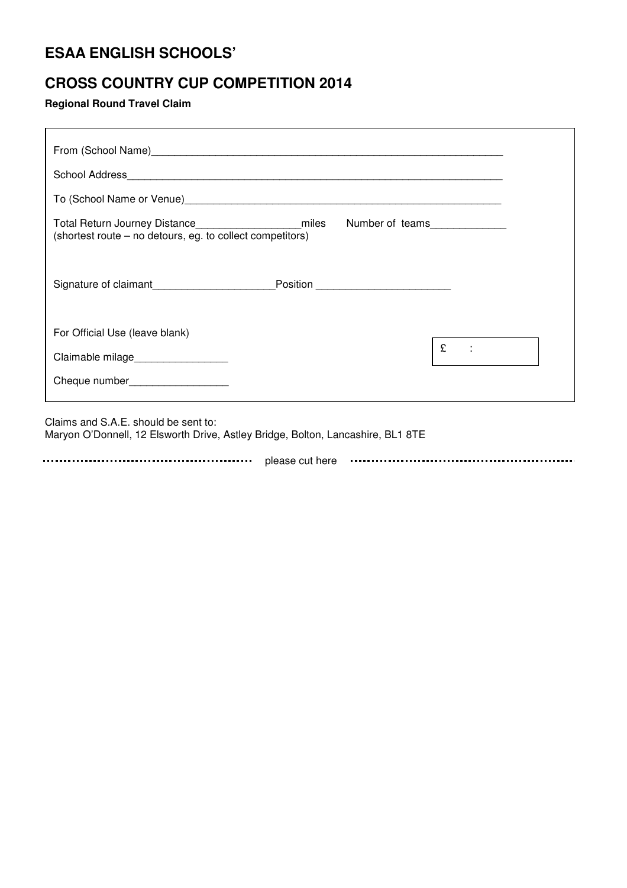## ESAA ENGLISH SCHOOLS'

## CROSS COUNTRY CUP COMPETITION 2014

**Regional Round Travel Claim**

From (School Name)_______________________________________________________________

School Address___________________________________________________________________

To (School Name or Venue)_________________________________________________________

Total Return Journey Distance__________________miles  Number of teams_____________
(shortest route – no detours, eg. to collect competitors)

Signature of claimant_____________________Position _______________________

For Official Use (leave blank)

Claimable milage________________

Cheque number_________________

£ :

Claims and S.A.E. should be sent to:
Maryon O'Donnell, 12 Elsworth Drive, Astley Bridge, Bolton, Lancashire, BL1 8TE

please cut here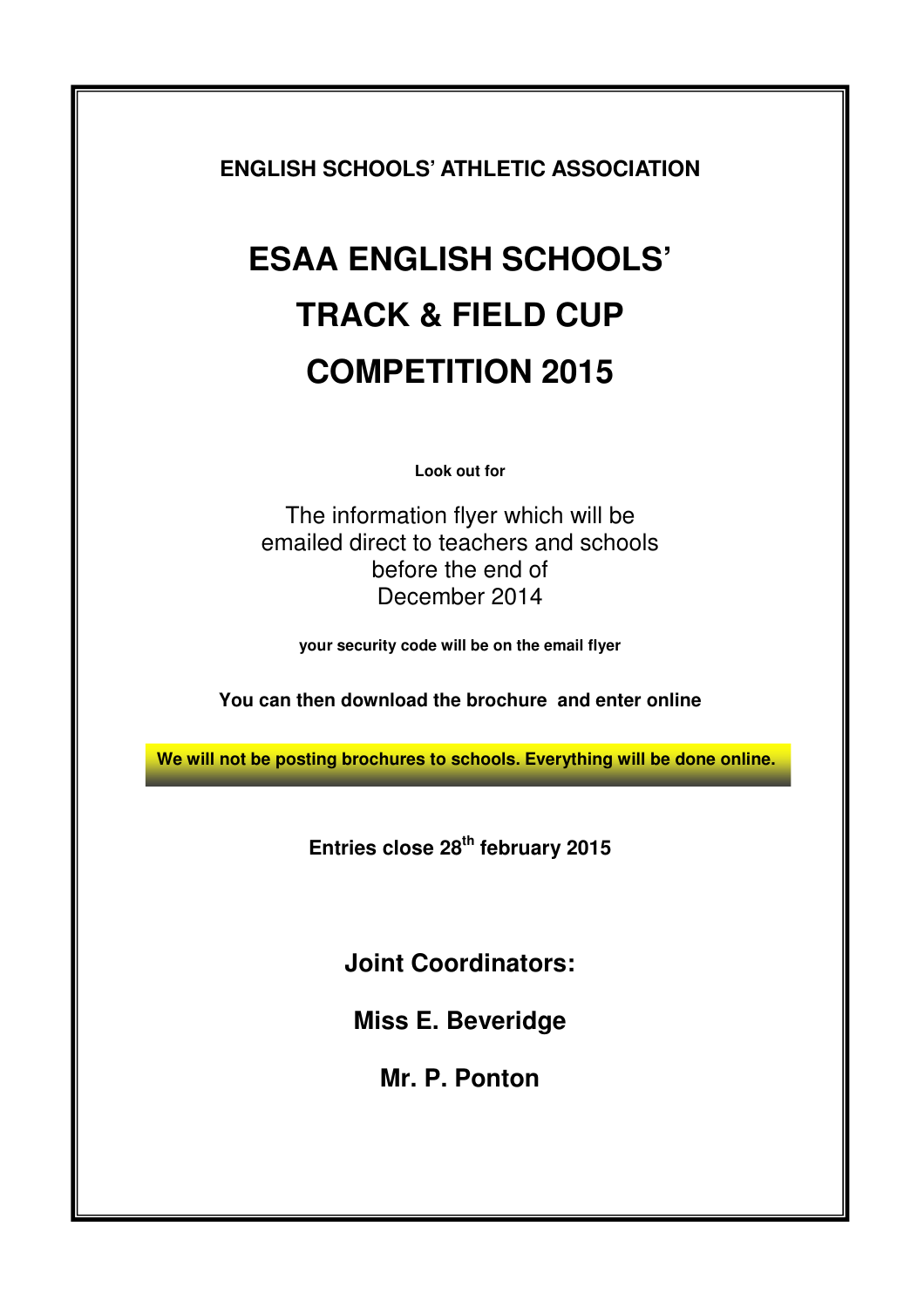**ENGLISH SCHOOLS' ATHLETIC ASSOCIATION**

# ESAA ENGLISH SCHOOLS' TRACK & FIELD CUP COMPETITION 2015

**Look out for**

The information flyer which will be emailed direct to teachers and schools before the end of December 2014

**your security code will be on the email flyer**

**You can then download the brochure and enter online**

**We will not be posting brochures to schools. Everything will be done online.**

**Entries close 28th february 2015**

**Joint Coordinators:**

**Miss E. Beveridge**

**Mr. P. Ponton**